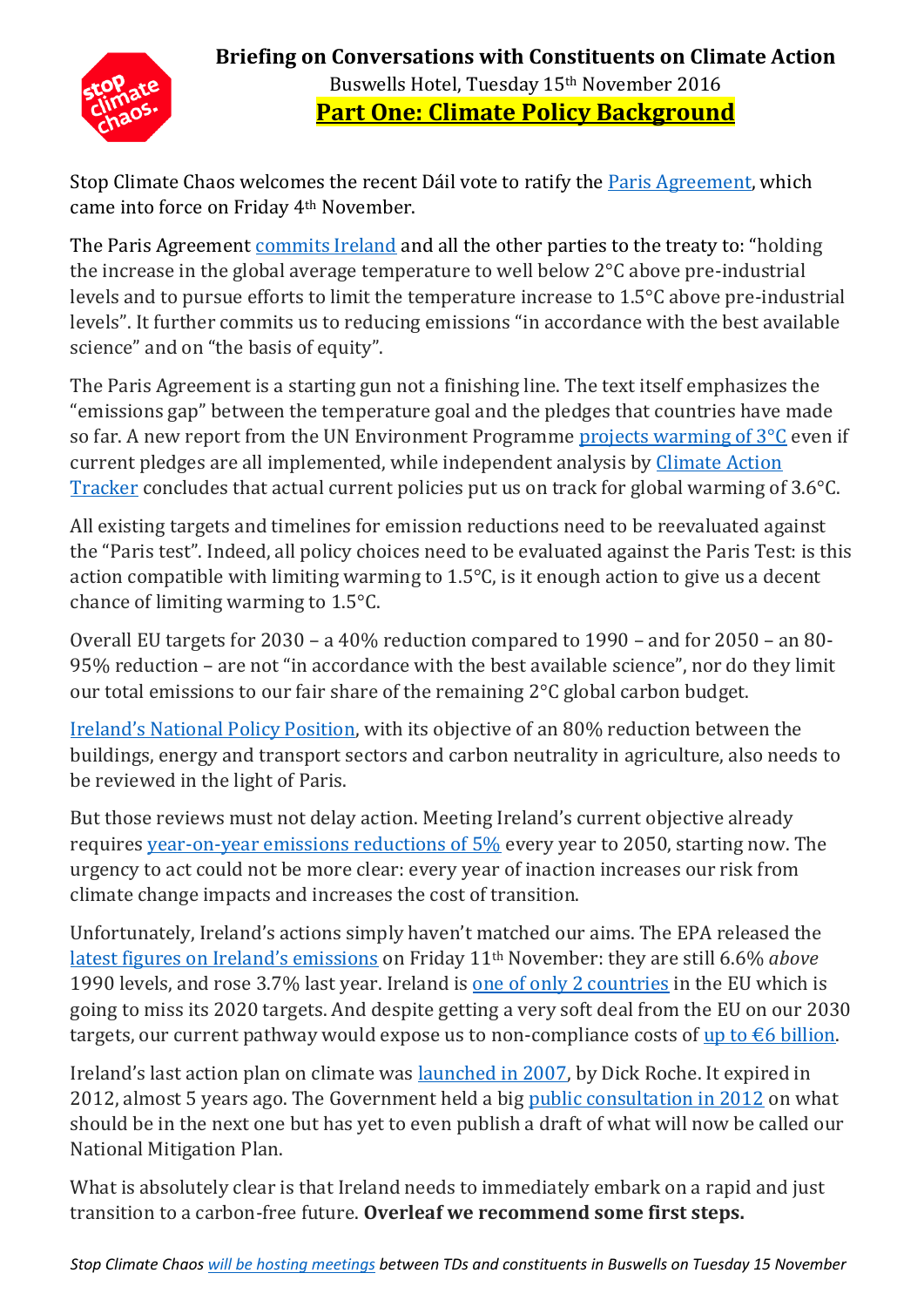# Briefing on Conversations with Constituents on Climate Action

Buswells Hotel, Tuesday 15th November 2016

## Part One: Climate Policy Background

Stop Climate Chaos welcomes the recent Dáil vote to ratify the Paris Agreement, which came into force on Friday 4th November.

The Paris Agreement commits Ireland and all the other parties to the treaty to: "holding the increase in the global average temperature to well below 2°C above pre-industrial levels and to pursue efforts to limit the temperature increase to 1.5°C above pre-industrial levels". It further commits us to reducing emissions "in accordance with the best available science" and on "the basis of equity".

The Paris Agreement is a starting gun not a finishing line. The text itself emphasizes the "emissions gap" between the temperature goal and the pledges that countries have made so far. A new report from the UN Environment Programme projects warming of 3°C even if current pledges are all implemented, while independent analysis by Climate Action Tracker concludes that actual current policies put us on track for global warming of 3.6°C.

All existing targets and timelines for emission reductions need to be reevaluated against the "Paris test". Indeed, all policy choices need to be evaluated against the Paris Test: is this action compatible with limiting warming to 1.5°C, is it enough action to give us a decent chance of limiting warming to 1.5°C.

Overall EU targets for 2030 – a 40% reduction compared to 1990 – and for 2050 – an 80-95% reduction – are not "in accordance with the best available science", nor do they limit our total emissions to our fair share of the remaining 2°C global carbon budget.

Ireland's National Policy Position, with its objective of an 80% reduction between the buildings, energy and transport sectors and carbon neutrality in agriculture, also needs to be reviewed in the light of Paris.

But those reviews must not delay action. Meeting Ireland's current objective already requires year-on-year emissions reductions of 5% every year to 2050, starting now. The urgency to act could not be more clear: every year of inaction increases our risk from climate change impacts and increases the cost of transition.

Unfortunately, Ireland's actions simply haven't matched our aims. The EPA released the latest figures on Ireland's emissions on Friday 11th November: they are still 6.6% *above* 1990 levels, and rose 3.7% last year. Ireland is one of only 2 countries in the EU which is going to miss its 2020 targets. And despite getting a very soft deal from the EU on our 2030 targets, our current pathway would expose us to non-compliance costs of up to €6 billion.

Ireland's last action plan on climate was launched in 2007, by Dick Roche. It expired in 2012, almost 5 years ago. The Government held a big public consultation in 2012 on what should be in the next one but has yet to even publish a draft of what will now be called our National Mitigation Plan.

What is absolutely clear is that Ireland needs to immediately embark on a rapid and just transition to a carbon-free future. **Overleaf we recommend some first steps.**

*Stop Climate Chaos will be hosting meetings between TDs and constituents in Buswells on Tuesday 15 November*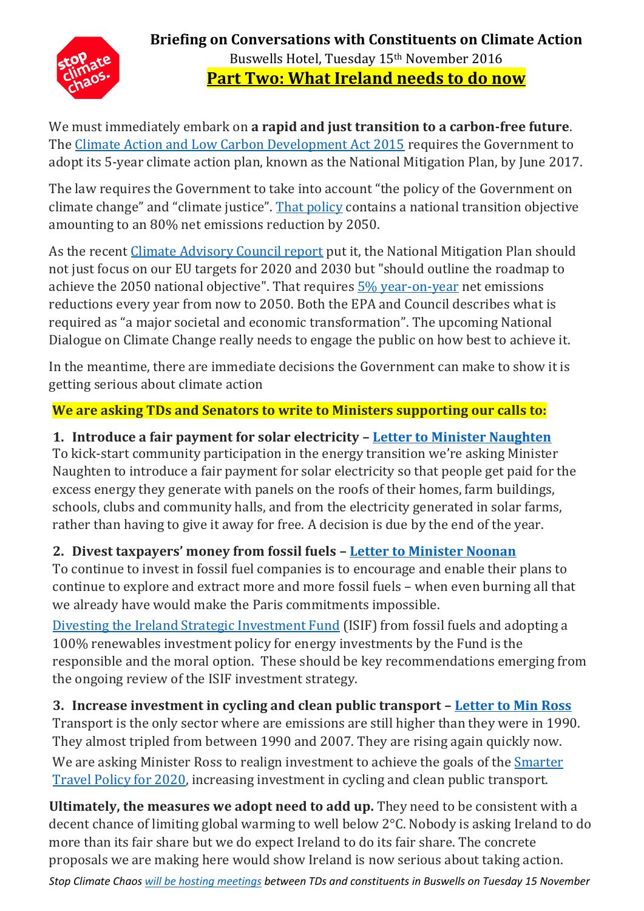**Briefing on Conversations with Constituents on Climate Action**

Buswells Hotel, Tuesday 15th November 2016

## Part Two: What Ireland needs to do now

We must immediately embark on **a rapid and just transition to a carbon-free future**. The Climate Action and Low Carbon Development Act 2015 requires the Government to adopt its 5-year climate action plan, known as the National Mitigation Plan, by June 2017.

The law requires the Government to take into account "the policy of the Government on climate change" and "climate justice". That policy contains a national transition objective amounting to an 80% net emissions reduction by 2050.

As the recent Climate Advisory Council report put it, the National Mitigation Plan should not just focus on our EU targets for 2020 and 2030 but "should outline the roadmap to achieve the 2050 national objective". That requires 5% year-on-year net emissions reductions every year from now to 2050. Both the EPA and Council describes what is required as "a major societal and economic transformation". The upcoming National Dialogue on Climate Change really needs to engage the public on how best to achieve it.

In the meantime, there are immediate decisions the Government can make to show it is getting serious about climate action

**We are asking TDs and Senators to write to Ministers supporting our calls to:**

1. **Introduce a fair payment for solar electricity – Letter to Minister Naughten**
   To kick-start community participation in the energy transition we're asking Minister Naughten to introduce a fair payment for solar electricity so that people get paid for the excess energy they generate with panels on the roofs of their homes, farm buildings, schools, clubs and community halls, and from the electricity generated in solar farms, rather than having to give it away for free. A decision is due by the end of the year.

2. **Divest taxpayers' money from fossil fuels – Letter to Minister Noonan**
   To continue to invest in fossil fuel companies is to encourage and enable their plans to continue to explore and extract more and more fossil fuels – when even burning all that we already have would make the Paris commitments impossible.
   Divesting the Ireland Strategic Investment Fund (ISIF) from fossil fuels and adopting a 100% renewables investment policy for energy investments by the Fund is the responsible and the moral option. These should be key recommendations emerging from the ongoing review of the ISIF investment strategy.

3. **Increase investment in cycling and clean public transport – Letter to Min Ross**
   Transport is the only sector where are emissions are still higher than they were in 1990. They almost tripled from between 1990 and 2007. They are rising again quickly now.
   We are asking Minister Ross to realign investment to achieve the goals of the Smarter Travel Policy for 2020, increasing investment in cycling and clean public transport.

**Ultimately, the measures we adopt need to add up.** They need to be consistent with a decent chance of limiting global warming to well below 2°C. Nobody is asking Ireland to do more than its fair share but we do expect Ireland to do its fair share. The concrete proposals we are making here would show Ireland is now serious about taking action.

*Stop Climate Chaos will be hosting meetings between TDs and constituents in Buswells on Tuesday 15 November*